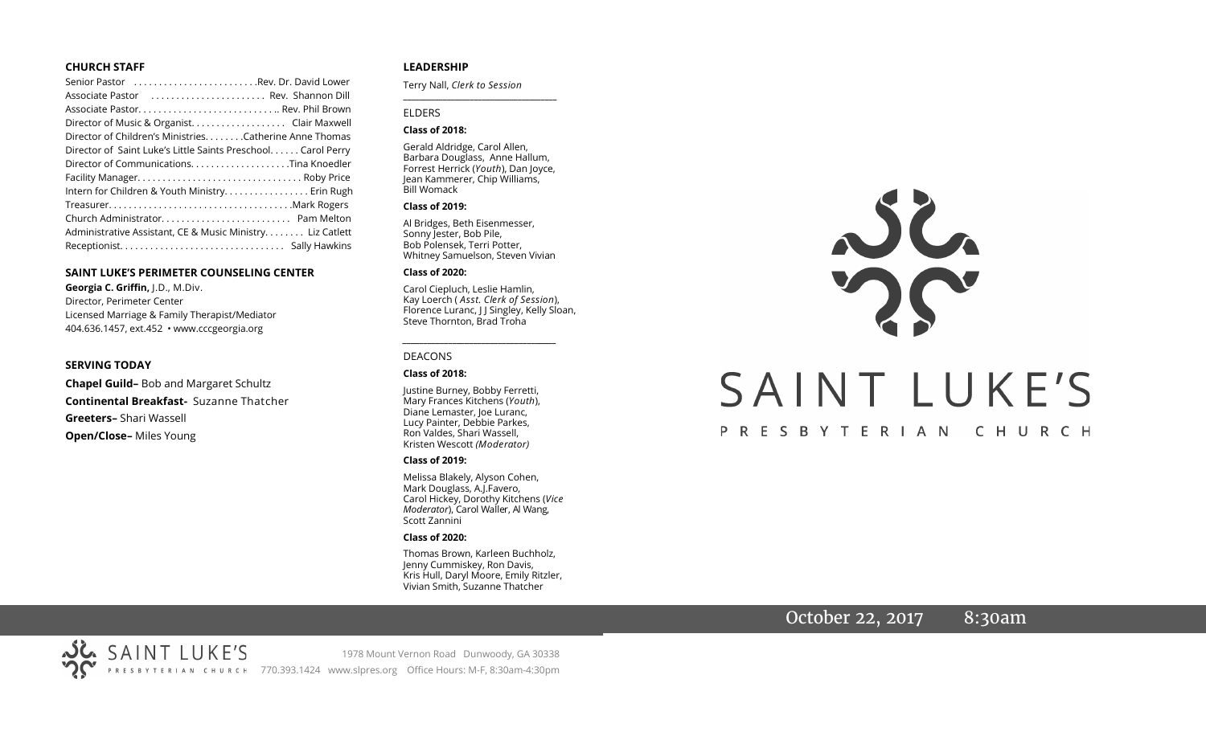## CHURCH STAFF

Senior Pastor . . . . . . . . . . . . . . . . . . . . . . . . .Rev. Dr. David Lower
Associate Pastor . . . . . . . . . . . . . . . . . . . . . . . Rev. Shannon Dill
Associate Pastor. . . . . . . . . . . . . . . . . . . . . . . . . . . .. Rev. Phil Brown
Director of Music & Organist. . . . . . . . . . . . . . . . . . . Clair Maxwell
Director of Children's Ministries. . . . . . . .Catherine Anne Thomas
Director of Saint Luke's Little Saints Preschool. . . . . . Carol Perry
Director of Communications. . . . . . . . . . . . . . . . . . . .Tina Knoedler
Facility Manager. . . . . . . . . . . . . . . . . . . . . . . . . . . . . . . . . Roby Price
Intern for Children & Youth Ministry. . . . . . . . . . . . . . . . . Erin Rugh
Treasurer. . . . . . . . . . . . . . . . . . . . . . . . . . . . . . . . . . . . .Mark Rogers
Church Administrator. . . . . . . . . . . . . . . . . . . . . . . . . . Pam Melton
Administrative Assistant, CE & Music Ministry. . . . . . . . Liz Catlett
Receptionist. . . . . . . . . . . . . . . . . . . . . . . . . . . . . . . . . Sally Hawkins

## SAINT LUKE'S PERIMETER COUNSELING CENTER

**Georgia C. Griffin,** J.D., M.Div.
Director, Perimeter Center
Licensed Marriage & Family Therapist/Mediator
404.636.1457, ext.452 • www.cccgeorgia.org

## SERVING TODAY

**Chapel Guild–** Bob and Margaret Schultz
**Continental Breakfast-** Suzanne Thatcher
**Greeters–** Shari Wassell
**Open/Close–** Miles Young

## LEADERSHIP

Terry Nall, *Clerk to Session*

### ELDERS

**Class of 2018:**

Gerald Aldridge, Carol Allen, Barbara Douglass, Anne Hallum, Forrest Herrick (*Youth*), Dan Joyce, Jean Kammerer, Chip Williams, Bill Womack

**Class of 2019:**

Al Bridges, Beth Eisenmesser, Sonny Jester, Bob Pile, Bob Polensek, Terri Potter, Whitney Samuelson, Steven Vivian

**Class of 2020:**

Carol Ciepluch, Leslie Hamlin, Kay Loerch ( *Asst. Clerk of Session*), Florence Luranc, J J Singley, Kelly Sloan, Steve Thornton, Brad Troha

### DEACONS

**Class of 2018:**

Justine Burney, Bobby Ferretti, Mary Frances Kitchens (*Youth*), Diane Lemaster, Joe Luranc, Lucy Painter, Debbie Parkes, Ron Valdes, Shari Wassell, Kristen Wescott *(Moderator)*

**Class of 2019:**

Melissa Blakely, Alyson Cohen, Mark Douglass, A.J.Favero, Carol Hickey, Dorothy Kitchens (*Vice Moderator*), Carol Waller, Al Wang, Scott Zannini

**Class of 2020:**

Thomas Brown, Karleen Buchholz, Jenny Cummiskey, Ron Davis, Kris Hull, Daryl Moore, Emily Ritzler, Vivian Smith, Suzanne Thatcher

# SAINT LUKE'S
PRESBYTERIAN CHURCH

October 22, 2017 8:30am

SAINT LUKE'S PRESBYTERIAN CHURCH 1978 Mount Vernon Road Dunwoody, GA 30338
770.393.1424 www.slpres.org Office Hours: M-F, 8:30am-4:30pm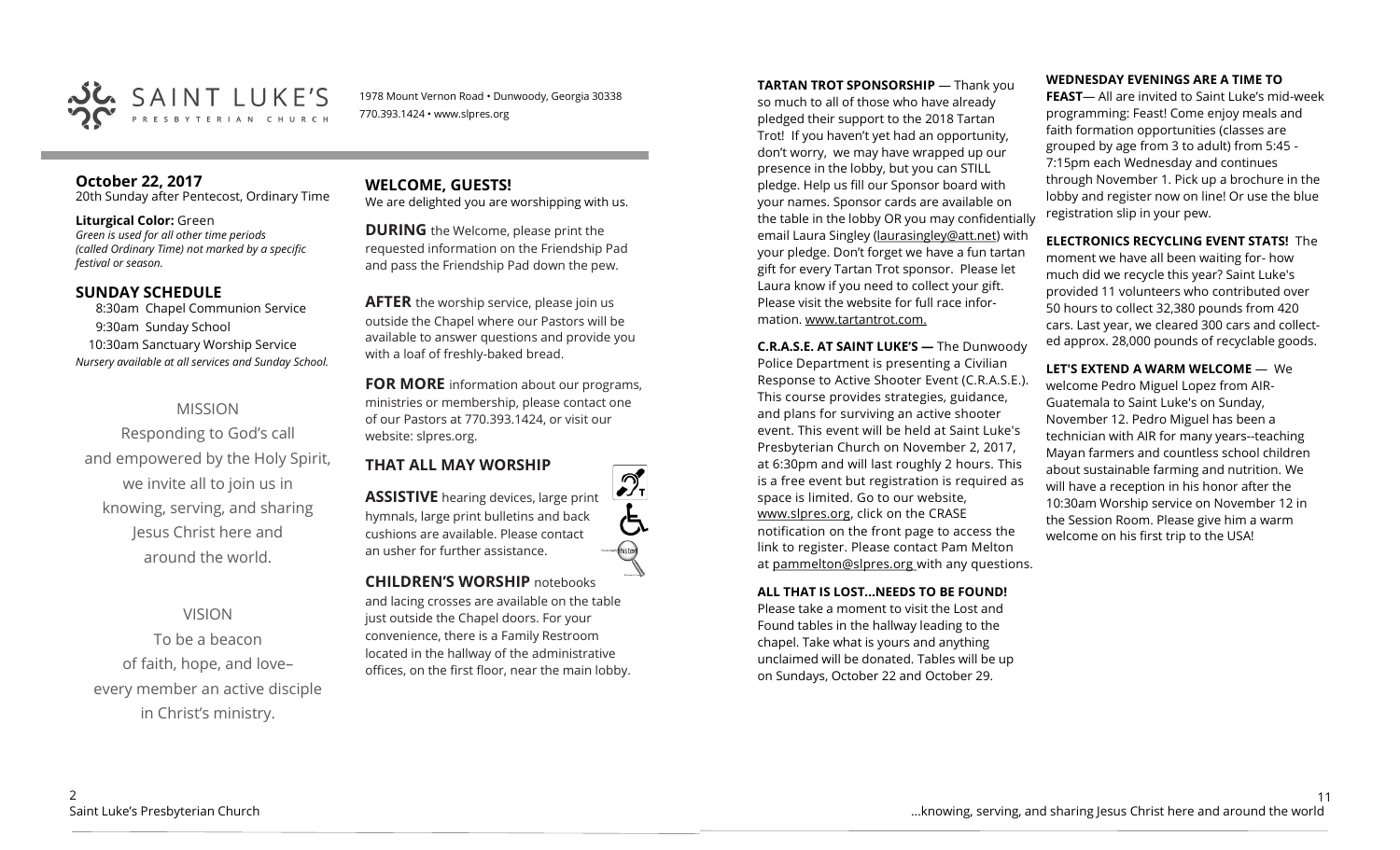SAINT LUKE'S PRESBYTERIAN CHURCH

1978 Mount Vernon Road • Dunwoody, Georgia 30338
770.393.1424 • www.slpres.org

## October 22, 2017

20th Sunday after Pentecost, Ordinary Time

**Liturgical Color:** Green
*Green is used for all other time periods (called Ordinary Time) not marked by a specific festival or season.*

## SUNDAY SCHEDULE

8:30am Chapel Communion Service
9:30am Sunday School
10:30am Sanctuary Worship Service
*Nursery available at all services and Sunday School.*

MISSION

Responding to God's call and empowered by the Holy Spirit, we invite all to join us in knowing, serving, and sharing Jesus Christ here and around the world.

VISION

To be a beacon of faith, hope, and love– every member an active disciple in Christ's ministry.

## WELCOME, GUESTS!

We are delighted you are worshipping with us.

**DURING** the Welcome, please print the requested information on the Friendship Pad and pass the Friendship Pad down the pew.

**AFTER** the worship service, please join us outside the Chapel where our Pastors will be available to answer questions and provide you with a loaf of freshly-baked bread.

**FOR MORE** information about our programs, ministries or membership, please contact one of our Pastors at 770.393.1424, or visit our website: slpres.org.

## THAT ALL MAY WORSHIP

**ASSISTIVE** hearing devices, large print hymnals, large print bulletins and back cushions are available. Please contact an usher for further assistance.

**CHILDREN'S WORSHIP** notebooks and lacing crosses are available on the table just outside the Chapel doors. For your convenience, there is a Family Restroom located in the hallway of the administrative offices, on the first floor, near the main lobby.

**TARTAN TROT SPONSORSHIP** — Thank you so much to all of those who have already pledged their support to the 2018 Tartan Trot! If you haven't yet had an opportunity, don't worry, we may have wrapped up our presence in the lobby, but you can STILL pledge. Help us fill our Sponsor board with your names. Sponsor cards are available on the table in the lobby OR you may confidentially email Laura Singley (laurasingley@att.net) with your pledge. Don't forget we have a fun tartan gift for every Tartan Trot sponsor. Please let Laura know if you need to collect your gift. Please visit the website for full race information. www.tartantrot.com.

**C.R.A.S.E. AT SAINT LUKE'S —** The Dunwoody Police Department is presenting a Civilian Response to Active Shooter Event (C.R.A.S.E.). This course provides strategies, guidance, and plans for surviving an active shooter event. This event will be held at Saint Luke's Presbyterian Church on November 2, 2017, at 6:30pm and will last roughly 2 hours. This is a free event but registration is required as space is limited. Go to our website, www.slpres.org, click on the CRASE notification on the front page to access the link to register. Please contact Pam Melton at pammelton@slpres.org with any questions.

**ALL THAT IS LOST...NEEDS TO BE FOUND!** Please take a moment to visit the Lost and Found tables in the hallway leading to the chapel. Take what is yours and anything unclaimed will be donated. Tables will be up on Sundays, October 22 and October 29.

**WEDNESDAY EVENINGS ARE A TIME TO FEAST**— All are invited to Saint Luke's mid-week programming: Feast! Come enjoy meals and faith formation opportunities (classes are grouped by age from 3 to adult) from 5:45 - 7:15pm each Wednesday and continues through November 1. Pick up a brochure in the lobby and register now on line! Or use the blue registration slip in your pew.

**ELECTRONICS RECYCLING EVENT STATS!** The moment we have all been waiting for- how much did we recycle this year? Saint Luke's provided 11 volunteers who contributed over 50 hours to collect 32,380 pounds from 420 cars. Last year, we cleared 300 cars and collected approx. 28,000 pounds of recyclable goods.

**LET'S EXTEND A WARM WELCOME** — We welcome Pedro Miguel Lopez from AIR-Guatemala to Saint Luke's on Sunday, November 12. Pedro Miguel has been a technician with AIR for many years--teaching Mayan farmers and countless school children about sustainable farming and nutrition. We will have a reception in his honor after the 10:30am Worship service on November 12 in the Session Room. Please give him a warm welcome on his first trip to the USA!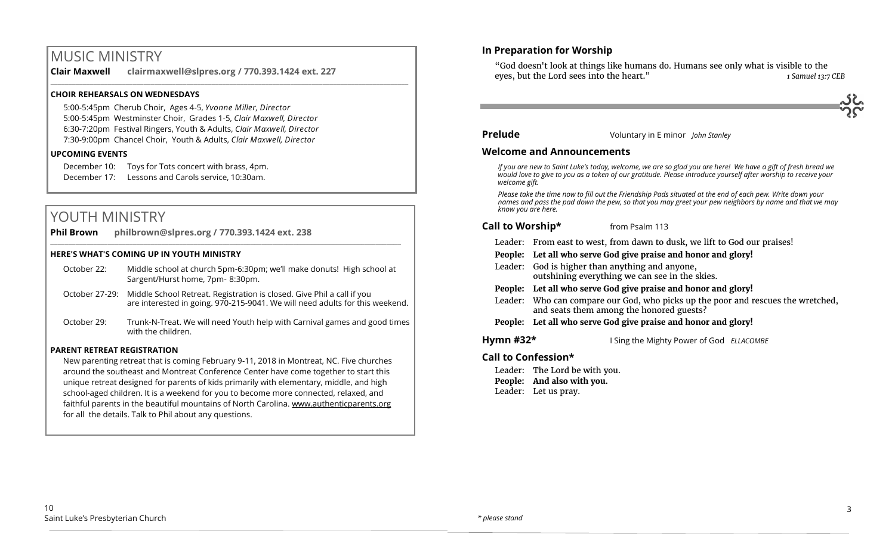# MUSIC MINISTRY

**Clair Maxwell clairmaxwell@slpres.org / 770.393.1424 ext. 227**

### CHOIR REHEARSALS ON WEDNESDAYS

5:00-5:45pm Cherub Choir, Ages 4-5, *Yvonne Miller, Director*
5:00-5:45pm Westminster Choir, Grades 1-5, *Clair Maxwell, Director*
6:30-7:20pm Festival Ringers, Youth & Adults, *Clair Maxwell, Director*
7:30-9:00pm Chancel Choir, Youth & Adults, *Clair Maxwell, Director*

### UPCOMING EVENTS

December 10: Toys for Tots concert with brass, 4pm.
December 17: Lessons and Carols service, 10:30am.

# YOUTH MINISTRY

**Phil Brown philbrown@slpres.org / 770.393.1424 ext. 238**

### HERE'S WHAT'S COMING UP IN YOUTH MINISTRY

October 22: Middle school at church 5pm-6:30pm; we'll make donuts! High school at Sargent/Hurst home, 7pm- 8:30pm.

October 27-29: Middle School Retreat. Registration is closed. Give Phil a call if you are interested in going. 970-215-9041. We will need adults for this weekend.

October 29: Trunk-N-Treat. We will need Youth help with Carnival games and good times with the children.

### PARENT RETREAT REGISTRATION

New parenting retreat that is coming February 9-11, 2018 in Montreat, NC. Five churches around the southeast and Montreat Conference Center have come together to start this unique retreat designed for parents of kids primarily with elementary, middle, and high school-aged children. It is a weekend for you to become more connected, relaxed, and faithful parents in the beautiful mountains of North Carolina. www.authenticparents.org for all the details. Talk to Phil about any questions.

## In Preparation for Worship

"God doesn't look at things like humans do. Humans see only what is visible to the eyes, but the Lord sees into the heart." *1 Samuel 13:7 CEB*

**Prelude** Voluntary in E minor *John Stanley*

## Welcome and Announcements

*If you are new to Saint Luke's today, welcome, we are so glad you are here! We have a gift of fresh bread we would love to give to you as a token of our gratitude. Please introduce yourself after worship to receive your welcome gift.*

*Please take the time now to fill out the Friendship Pads situated at the end of each pew. Write down your names and pass the pad down the pew, so that you may greet your pew neighbors by name and that we may know you are here.*

**Call to Worship*** from Psalm 113

Leader: From east to west, from dawn to dusk, we lift to God our praises!
**People: Let all who serve God give praise and honor and glory!**
Leader: God is higher than anything and anyone, outshining everything we can see in the skies.
**People: Let all who serve God give praise and honor and glory!**
Leader: Who can compare our God, who picks up the poor and rescues the wretched, and seats them among the honored guests?
**People: Let all who serve God give praise and honor and glory!**

**Hymn #32*** I Sing the Mighty Power of God *ELLACOMBE*

## Call to Confession*

Leader: The Lord be with you.
**People: And also with you.**
Leader: Let us pray.

*\* please stand*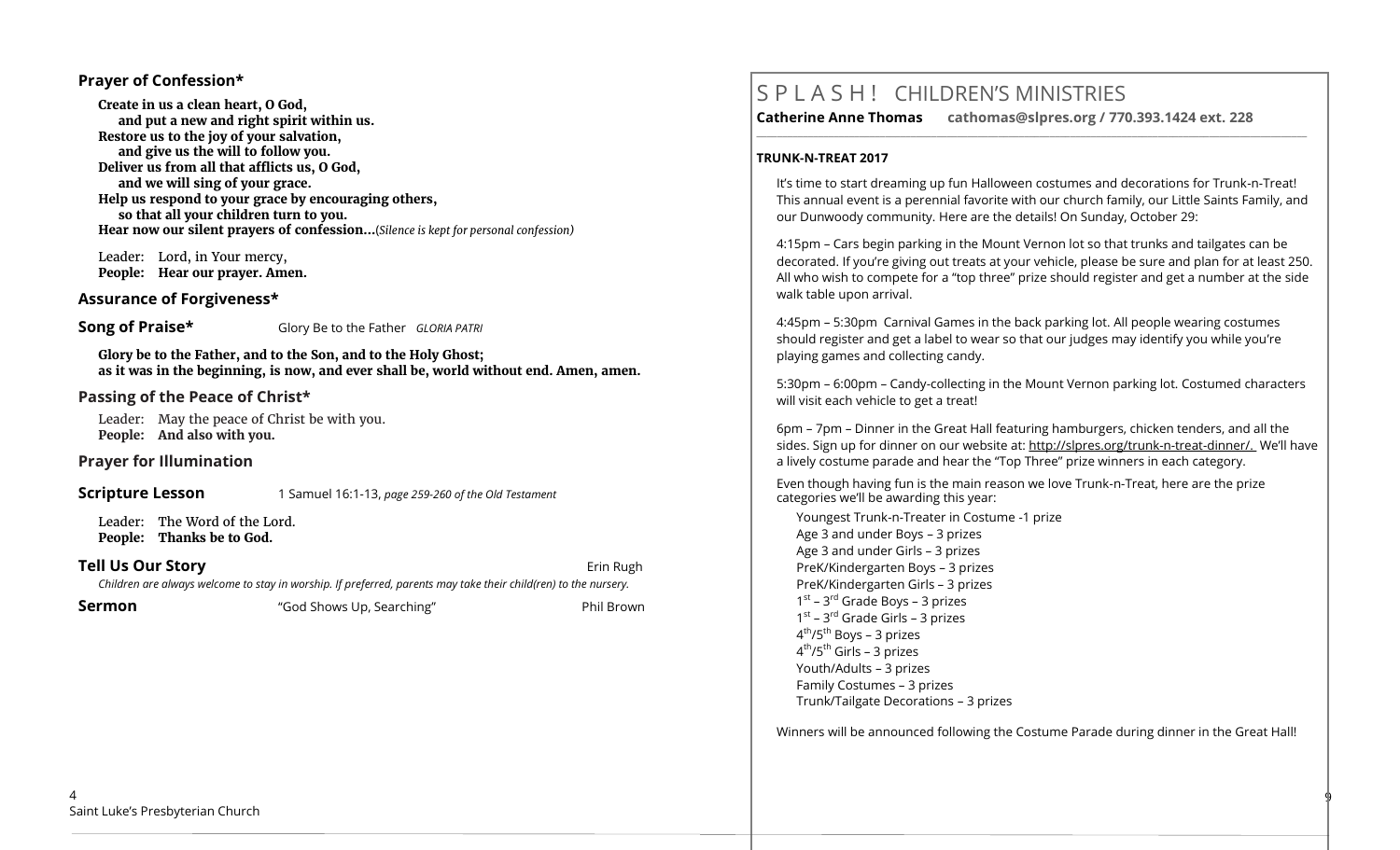## Prayer of Confession*

**Create in us a clean heart, O God,**
**and put a new and right spirit within us.**
**Restore us to the joy of your salvation,**
**and give us the will to follow you.**
**Deliver us from all that afflicts us, O God,**
**and we will sing of your grace.**
**Help us respond to your grace by encouraging others,**
**so that all your children turn to you.**
**Hear now our silent prayers of confession…**(*Silence is kept for personal confession)*

Leader: Lord, in Your mercy,
**People: Hear our prayer. Amen.**

## Assurance of Forgiveness*

## Song of Praise*

Glory Be to the Father *GLORIA PATRI*

**Glory be to the Father, and to the Son, and to the Holy Ghost;**
**as it was in the beginning, is now, and ever shall be, world without end. Amen, amen.**

## Passing of the Peace of Christ*

Leader: May the peace of Christ be with you.
**People: And also with you.**

## Prayer for Illumination

## Scripture Lesson

1 Samuel 16:1-13, *page 259-260 of the Old Testament*

Leader: The Word of the Lord.
**People: Thanks be to God.**

## Tell Us Our Story

Erin Rugh

*Children are always welcome to stay in worship. If preferred, parents may take their child(ren) to the nursery.*

## Sermon

"God Shows Up, Searching" — Phil Brown

# S P L A S H ! CHILDREN'S MINISTRIES

**Catherine Anne Thomas cathomas@slpres.org / 770.393.1424 ext. 228**

### TRUNK-N-TREAT 2017

It's time to start dreaming up fun Halloween costumes and decorations for Trunk-n-Treat! This annual event is a perennial favorite with our church family, our Little Saints Family, and our Dunwoody community. Here are the details! On Sunday, October 29:

4:15pm – Cars begin parking in the Mount Vernon lot so that trunks and tailgates can be decorated. If you're giving out treats at your vehicle, please be sure and plan for at least 250. All who wish to compete for a "top three" prize should register and get a number at the side walk table upon arrival.

4:45pm – 5:30pm Carnival Games in the back parking lot. All people wearing costumes should register and get a label to wear so that our judges may identify you while you're playing games and collecting candy.

5:30pm – 6:00pm – Candy-collecting in the Mount Vernon parking lot. Costumed characters will visit each vehicle to get a treat!

6pm – 7pm – Dinner in the Great Hall featuring hamburgers, chicken tenders, and all the sides. Sign up for dinner on our website at: http://slpres.org/trunk-n-treat-dinner/. We'll have a lively costume parade and hear the "Top Three" prize winners in each category.

Even though having fun is the main reason we love Trunk-n-Treat, here are the prize categories we'll be awarding this year:

Youngest Trunk-n-Treater in Costume -1 prize
Age 3 and under Boys – 3 prizes
Age 3 and under Girls – 3 prizes
PreK/Kindergarten Boys – 3 prizes
PreK/Kindergarten Girls – 3 prizes
1st – 3rd Grade Boys – 3 prizes
1st – 3rd Grade Girls – 3 prizes
4th/5th Boys – 3 prizes
4th/5th Girls – 3 prizes
Youth/Adults – 3 prizes
Family Costumes – 3 prizes
Trunk/Tailgate Decorations – 3 prizes

Winners will be announced following the Costume Parade during dinner in the Great Hall!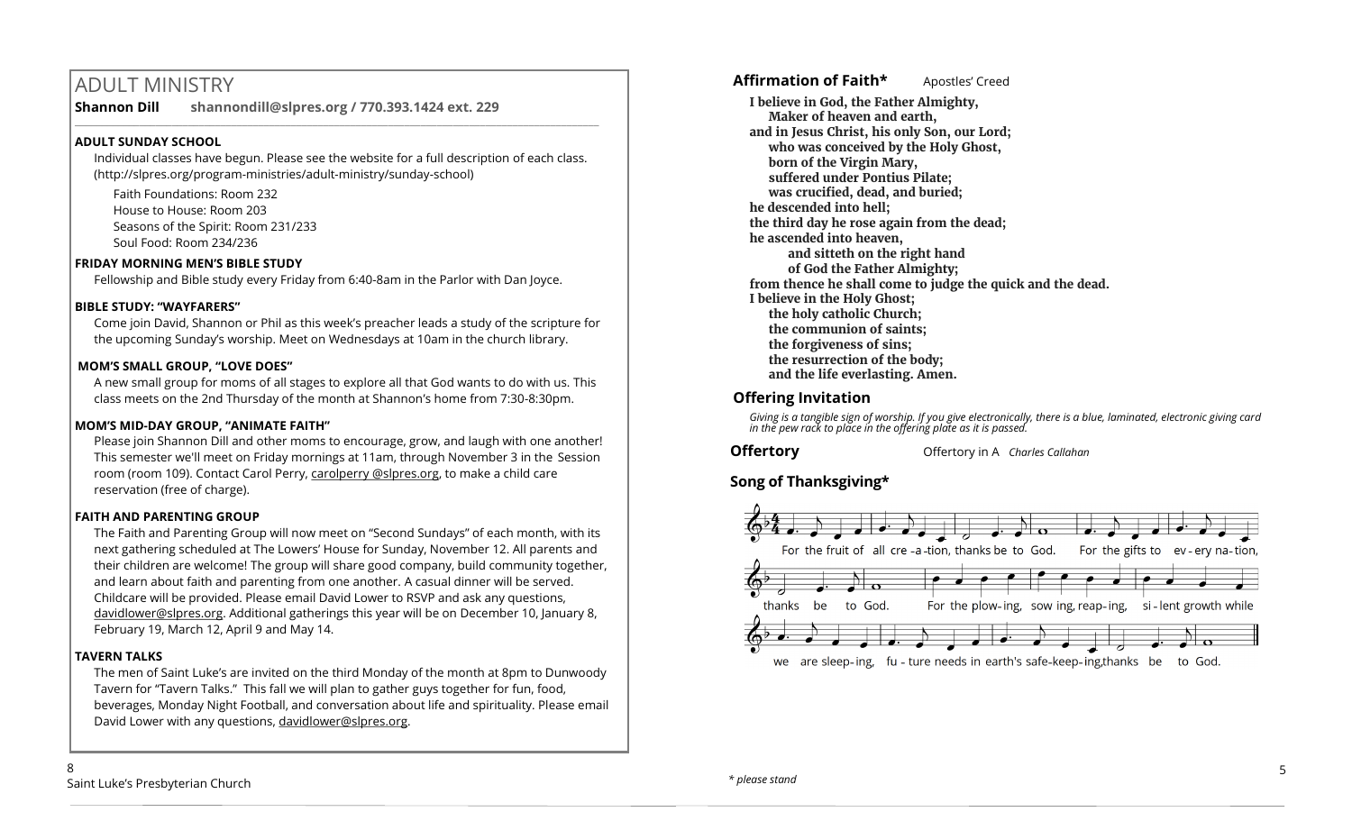## ADULT MINISTRY

**Shannon Dill** **shannondill@slpres.org / 770.393.1424 ext. 229**

**ADULT SUNDAY SCHOOL**

Individual classes have begun. Please see the website for a full description of each class. (http://slpres.org/program-ministries/adult-ministry/sunday-school)

Faith Foundations: Room 232
House to House: Room 203
Seasons of the Spirit: Room 231/233
Soul Food: Room 234/236

**FRIDAY MORNING MEN'S BIBLE STUDY**

Fellowship and Bible study every Friday from 6:40-8am in the Parlor with Dan Joyce.

**BIBLE STUDY: "WAYFARERS"**

Come join David, Shannon or Phil as this week's preacher leads a study of the scripture for the upcoming Sunday's worship. Meet on Wednesdays at 10am in the church library.

**MOM'S SMALL GROUP, "LOVE DOES"**

A new small group for moms of all stages to explore all that God wants to do with us. This class meets on the 2nd Thursday of the month at Shannon's home from 7:30-8:30pm.

**MOM'S MID-DAY GROUP, "ANIMATE FAITH"**

Please join Shannon Dill and other moms to encourage, grow, and laugh with one another! This semester we'll meet on Friday mornings at 11am, through November 3 in the Session room (room 109). Contact Carol Perry, carolperry @slpres.org, to make a child care reservation (free of charge).

**FAITH AND PARENTING GROUP**

The Faith and Parenting Group will now meet on "Second Sundays" of each month, with its next gathering scheduled at The Lowers' House for Sunday, November 12. All parents and their children are welcome! The group will share good company, build community together, and learn about faith and parenting from one another. A casual dinner will be served. Childcare will be provided. Please email David Lower to RSVP and ask any questions, davidlower@slpres.org. Additional gatherings this year will be on December 10, January 8, February 19, March 12, April 9 and May 14.

**TAVERN TALKS**

The men of Saint Luke's are invited on the third Monday of the month at 8pm to Dunwoody Tavern for "Tavern Talks." This fall we will plan to gather guys together for fun, food, beverages, Monday Night Football, and conversation about life and spirituality. Please email David Lower with any questions, davidlower@slpres.org.

### Affirmation of Faith* Apostles' Creed

**I believe in God, the Father Almighty,**
**Maker of heaven and earth,**
**and in Jesus Christ, his only Son, our Lord;**
**who was conceived by the Holy Ghost,**
**born of the Virgin Mary,**
**suffered under Pontius Pilate;**
**was crucified, dead, and buried;**
**he descended into hell;**
**the third day he rose again from the dead;**
**he ascended into heaven,**
**and sitteth on the right hand**
**of God the Father Almighty;**
**from thence he shall come to judge the quick and the dead.**
**I believe in the Holy Ghost;**
**the holy catholic Church;**
**the communion of saints;**
**the forgiveness of sins;**
**the resurrection of the body;**
**and the life everlasting. Amen.**

### Offering Invitation

*Giving is a tangible sign of worship. If you give electronically, there is a blue, laminated, electronic giving card in the pew rack to place in the offering plate as it is passed.*

### Offertory

Offertory in A *Charles Callahan*

### Song of Thanksgiving*

For the fruit of all cre-a-tion, thanks be to God. For the gifts to ev-ery na-tion, thanks be to God. For the plow-ing, sow ing, reap-ing, si-lent growth while we are sleep-ing, fu-ture needs in earth's safe-keep-ing, thanks be to God.

*\* please stand*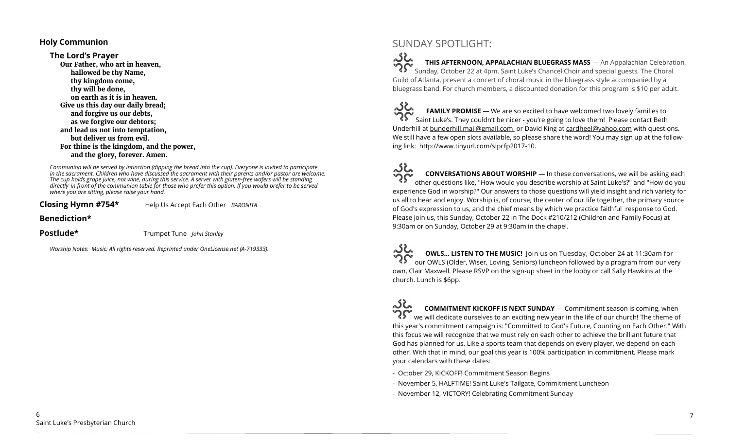## Holy Communion

### The Lord's Prayer

**Our Father, who art in heaven,**
**hallowed be thy Name,**
**thy kingdom come,**
**thy will be done,**
**on earth as it is in heaven.**
**Give us this day our daily bread;**
**and forgive us our debts,**
**as we forgive our debtors;**
**and lead us not into temptation,**
**but deliver us from evil.**
**For thine is the kingdom, and the power,**
**and the glory, forever. Amen.**

*Communion will be served by intinction (dipping the bread into the cup). Everyone is invited to participate in the sacrament. Children who have discussed the sacrament with their parents and/or pastor are welcome. The cup holds grape juice, not wine, during this service. A server with gluten-free wafers will be standing directly in front of the communion table for those who prefer this option. If you would prefer to be served where you are sitting, please raise your hand.*

**Closing Hymn #754*** Help Us Accept Each Other *BARONITA*

**Benediction***

**Postlude*** Trumpet Tune *John Stanley*

*Worship Notes: Music: All rights reserved. Reprinted under OneLicense.net (A-719333).*

## SUNDAY SPOTLIGHT:

**THIS AFTERNOON, APPALACHIAN BLUEGRASS MASS** — An Appalachian Celebration, Sunday, October 22 at 4pm. Saint Luke's Chancel Choir and special guests, The Choral Guild of Atlanta, present a concert of choral music in the bluegrass style accompanied by a bluegrass band. For church members, a discounted donation for this program is $10 per adult.

**FAMILY PROMISE** — We are so excited to have welcomed two lovely families to Saint Luke's. They couldn't be nicer - you're going to love them! Please contact Beth Underhill at bunderhill.mail@gmail.com or David King at cardheel@yahoo.com with questions. We still have a few open slots available, so please share the word! You may sign up at the following link: http://www.tinyurl.com/slpcfp2017-10.

**CONVERSATIONS ABOUT WORSHIP** — In these conversations, we will be asking each other questions like, "How would you describe worship at Saint Luke's?" and "How do you experience God in worship?" Our answers to those questions will yield insight and rich variety for us all to hear and enjoy. Worship is, of course, the center of our life together, the primary source of God's expression to us, and the chief means by which we practice faithful response to God. Please join us, this Sunday, October 22 in The Dock #210/212 (Children and Family Focus) at 9:30am or on Sunday, October 29 at 9:30am in the chapel.

**OWLS... LISTEN TO THE MUSIC!** Join us on Tuesday, October 24 at 11:30am for our OWLS (Older, Wiser, Loving, Seniors) luncheon followed by a program from our very own, Clair Maxwell. Please RSVP on the sign-up sheet in the lobby or call Sally Hawkins at the church. Lunch is $6pp.

**COMMITMENT KICKOFF IS NEXT SUNDAY** — Commitment season is coming, when we will dedicate ourselves to an exciting new year in the life of our church! The theme of this year's commitment campaign is: "Committed to God's Future, Counting on Each Other." With this focus we will recognize that we must rely on each other to achieve the brilliant future that God has planned for us. Like a sports team that depends on every player, we depend on each other! With that in mind, our goal this year is 100% participation in commitment. Please mark your calendars with these dates:

- October 29, KICKOFF! Commitment Season Begins
- November 5, HALFTIME! Saint Luke's Tailgate, Commitment Luncheon
- November 12, VICTORY! Celebrating Commitment Sunday